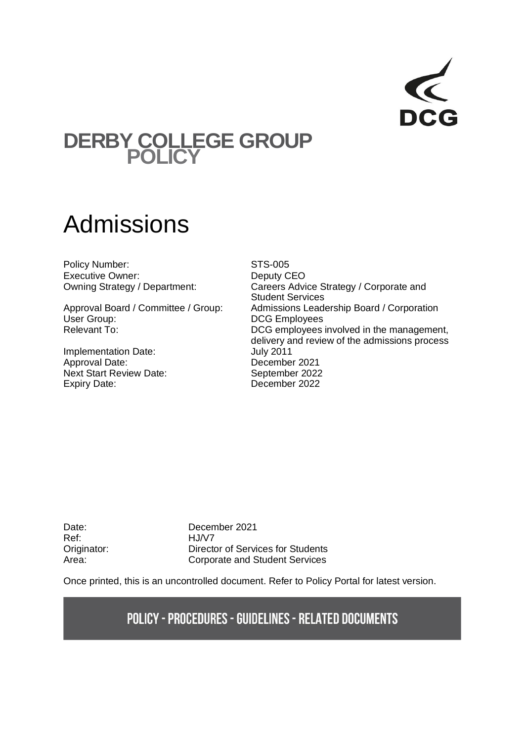DCG

# DERBY COLLEGE GROUP POLICY

# Admissions

| | |
|---|---|
| Policy Number: | STS-005 |
| Executive Owner: | Deputy CEO |
| Owning Strategy / Department: | Careers Advice Strategy / Corporate and Student Services |
| Approval Board / Committee / Group: | Admissions Leadership Board / Corporation |
| User Group: | DCG Employees |
| Relevant To: | DCG employees involved in the management, delivery and review of the admissions process |
| Implementation Date: | July 2011 |
| Approval Date: | December 2021 |
| Next Start Review Date: | September 2022 |
| Expiry Date: | December 2022 |

| | |
|---|---|
| Date: | December 2021 |
| Ref: | HJ/V7 |
| Originator: | Director of Services for Students |
| Area: | Corporate and Student Services |

Once printed, this is an uncontrolled document. Refer to Policy Portal for latest version.

**POLICY - PROCEDURES - GUIDELINES - RELATED DOCUMENTS**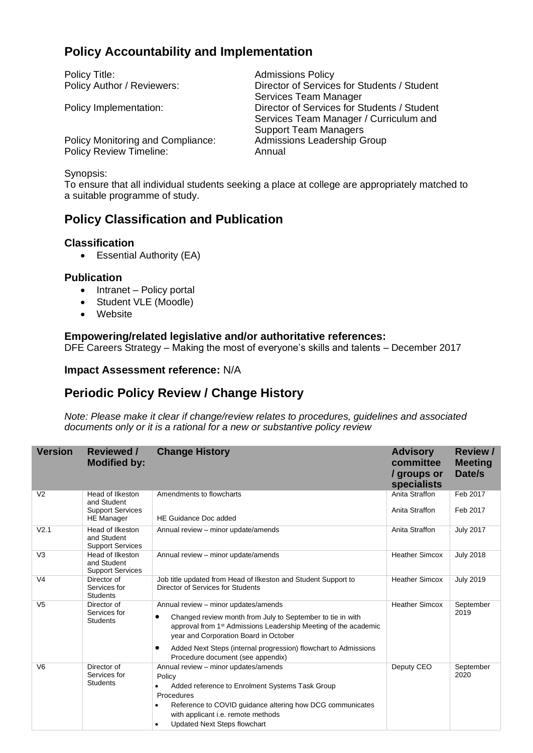## Policy Accountability and Implementation

| | |
|---|---|
| Policy Title: | Admissions Policy |
| Policy Author / Reviewers: | Director of Services for Students / Student Services Team Manager |
| Policy Implementation: | Director of Services for Students / Student Services Team Manager / Curriculum and Support Team Managers |
| Policy Monitoring and Compliance: | Admissions Leadership Group |
| Policy Review Timeline: | Annual |

Synopsis:
To ensure that all individual students seeking a place at college are appropriately matched to a suitable programme of study.

## Policy Classification and Publication

### Classification

- Essential Authority (EA)

### Publication

- Intranet – Policy portal
- Student VLE (Moodle)
- Website

### Empowering/related legislative and/or authoritative references:

DFE Careers Strategy – Making the most of everyone's skills and talents – December 2017

**Impact Assessment reference:** N/A

## Periodic Policy Review / Change History

*Note: Please make it clear if change/review relates to procedures, guidelines and associated documents only or it is a rational for a new or substantive policy review*

| Version | Reviewed / Modified by: | Change History | Advisory committee / groups or specialists | Review / Meeting Date/s |
|---|---|---|---|---|
| V2 | Head of Ilkeston and Student Support Services<br>HE Manager | Amendments to flowcharts<br>HE Guidance Doc added | Anita Straffon<br>Anita Straffon | Feb 2017<br>Feb 2017 |
| V2.1 | Head of Ilkeston and Student Support Services | Annual review – minor update/amends | Anita Straffon | July 2017 |
| V3 | Head of Ilkeston and Student Support Services | Annual review – minor update/amends | Heather Simcox | July 2018 |
| V4 | Director of Services for Students | Job title updated from Head of Ilkeston and Student Support to Director of Services for Students | Heather Simcox | July 2019 |
| V5 | Director of Services for Students | Annual review – minor updates/amends<br>• Changed review month from July to September to tie in with approval from 1st Admissions Leadership Meeting of the academic year and Corporation Board in October<br>• Added Next Steps (internal progression) flowchart to Admissions Procedure document (see appendix) | Heather Simcox | September 2019 |
| V6 | Director of Services for Students | Annual review – minor updates/amends<br>Policy<br>• Added reference to Enrolment Systems Task Group<br>Procedures<br>• Reference to COVID guidance altering how DCG communicates with applicant i.e. remote methods<br>• Updated Next Steps flowchart | Deputy CEO | September 2020 |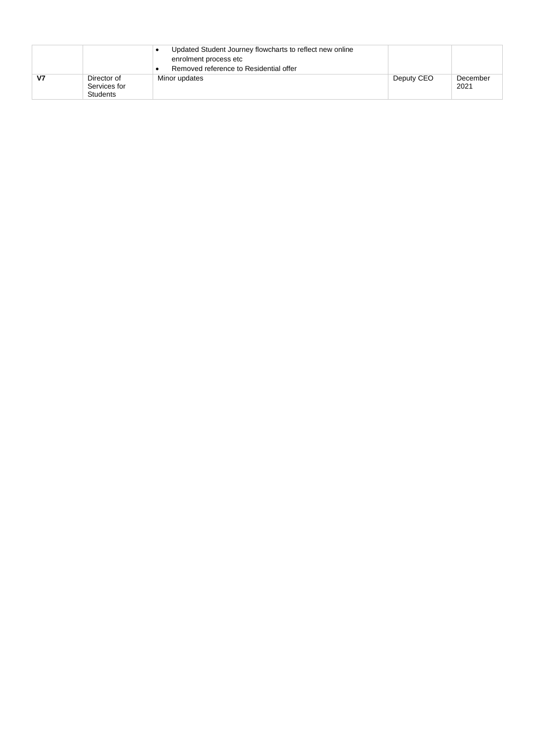| | | | | |
|---|---|---|---|---|
| | | • Updated Student Journey flowcharts to reflect new online enrolment process etc<br>• Removed reference to Residential offer | | |
| **V7** | Director of Services for Students | Minor updates | Deputy CEO | December 2021 |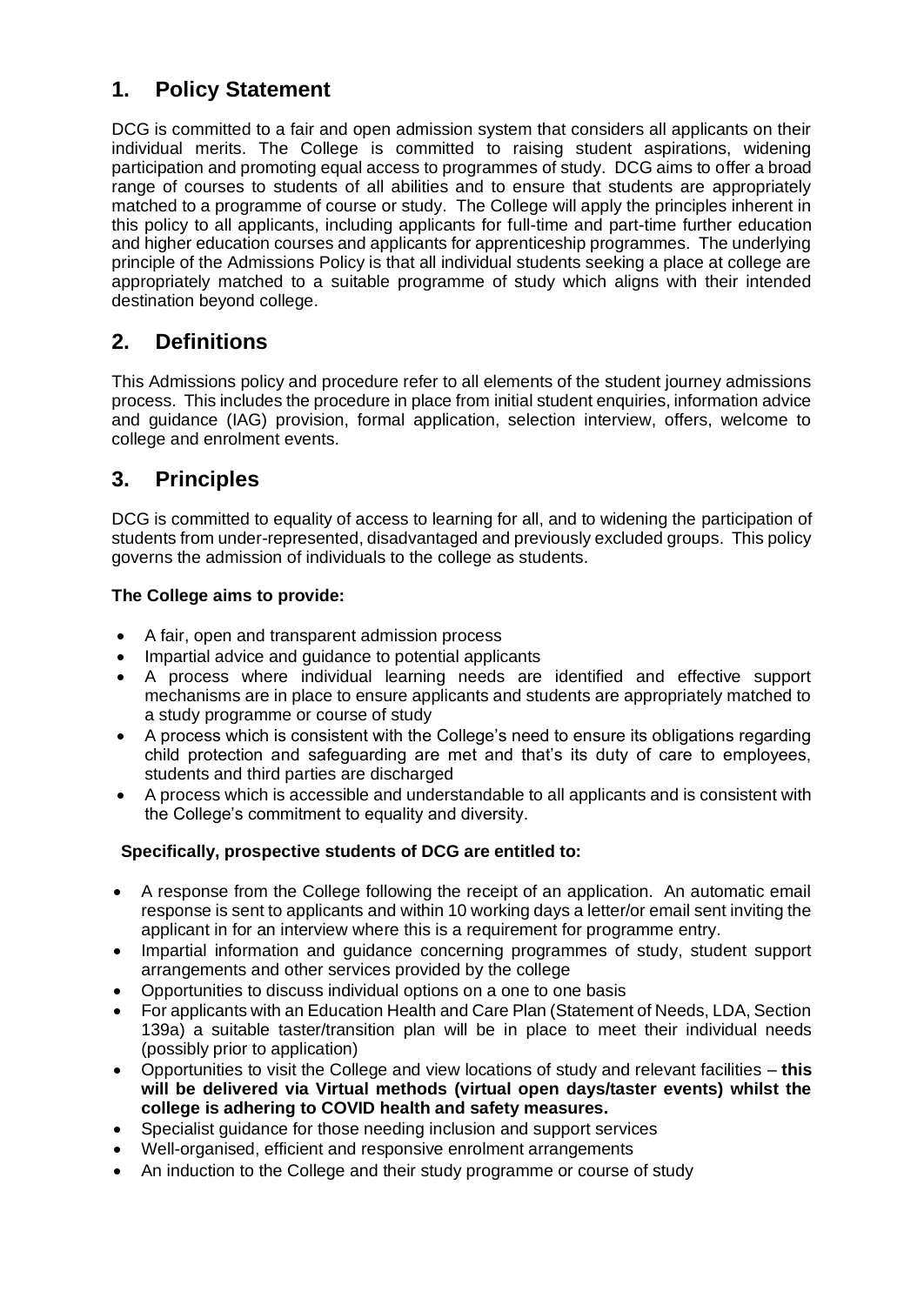## 1. Policy Statement

DCG is committed to a fair and open admission system that considers all applicants on their individual merits. The College is committed to raising student aspirations, widening participation and promoting equal access to programmes of study. DCG aims to offer a broad range of courses to students of all abilities and to ensure that students are appropriately matched to a programme of course or study. The College will apply the principles inherent in this policy to all applicants, including applicants for full-time and part-time further education and higher education courses and applicants for apprenticeship programmes. The underlying principle of the Admissions Policy is that all individual students seeking a place at college are appropriately matched to a suitable programme of study which aligns with their intended destination beyond college.

## 2. Definitions

This Admissions policy and procedure refer to all elements of the student journey admissions process. This includes the procedure in place from initial student enquiries, information advice and guidance (IAG) provision, formal application, selection interview, offers, welcome to college and enrolment events.

## 3. Principles

DCG is committed to equality of access to learning for all, and to widening the participation of students from under-represented, disadvantaged and previously excluded groups. This policy governs the admission of individuals to the college as students.

**The College aims to provide:**

- A fair, open and transparent admission process
- Impartial advice and guidance to potential applicants
- A process where individual learning needs are identified and effective support mechanisms are in place to ensure applicants and students are appropriately matched to a study programme or course of study
- A process which is consistent with the College's need to ensure its obligations regarding child protection and safeguarding are met and that's its duty of care to employees, students and third parties are discharged
- A process which is accessible and understandable to all applicants and is consistent with the College's commitment to equality and diversity.

**Specifically, prospective students of DCG are entitled to:**

- A response from the College following the receipt of an application. An automatic email response is sent to applicants and within 10 working days a letter/or email sent inviting the applicant in for an interview where this is a requirement for programme entry.
- Impartial information and guidance concerning programmes of study, student support arrangements and other services provided by the college
- Opportunities to discuss individual options on a one to one basis
- For applicants with an Education Health and Care Plan (Statement of Needs, LDA, Section 139a) a suitable taster/transition plan will be in place to meet their individual needs (possibly prior to application)
- Opportunities to visit the College and view locations of study and relevant facilities – **this will be delivered via Virtual methods (virtual open days/taster events) whilst the college is adhering to COVID health and safety measures.**
- Specialist guidance for those needing inclusion and support services
- Well-organised, efficient and responsive enrolment arrangements
- An induction to the College and their study programme or course of study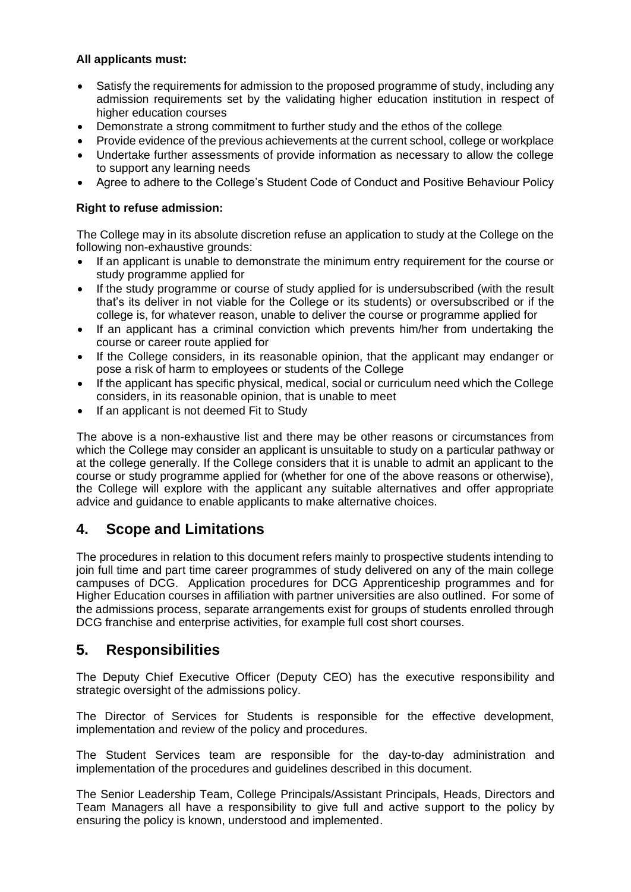**All applicants must:**

- Satisfy the requirements for admission to the proposed programme of study, including any admission requirements set by the validating higher education institution in respect of higher education courses
- Demonstrate a strong commitment to further study and the ethos of the college
- Provide evidence of the previous achievements at the current school, college or workplace
- Undertake further assessments of provide information as necessary to allow the college to support any learning needs
- Agree to adhere to the College's Student Code of Conduct and Positive Behaviour Policy

**Right to refuse admission:**

The College may in its absolute discretion refuse an application to study at the College on the following non-exhaustive grounds:

- If an applicant is unable to demonstrate the minimum entry requirement for the course or study programme applied for
- If the study programme or course of study applied for is undersubscribed (with the result that's its deliver in not viable for the College or its students) or oversubscribed or if the college is, for whatever reason, unable to deliver the course or programme applied for
- If an applicant has a criminal conviction which prevents him/her from undertaking the course or career route applied for
- If the College considers, in its reasonable opinion, that the applicant may endanger or pose a risk of harm to employees or students of the College
- If the applicant has specific physical, medical, social or curriculum need which the College considers, in its reasonable opinion, that is unable to meet
- If an applicant is not deemed Fit to Study

The above is a non-exhaustive list and there may be other reasons or circumstances from which the College may consider an applicant is unsuitable to study on a particular pathway or at the college generally. If the College considers that it is unable to admit an applicant to the course or study programme applied for (whether for one of the above reasons or otherwise), the College will explore with the applicant any suitable alternatives and offer appropriate advice and guidance to enable applicants to make alternative choices.

## 4. Scope and Limitations

The procedures in relation to this document refers mainly to prospective students intending to join full time and part time career programmes of study delivered on any of the main college campuses of DCG. Application procedures for DCG Apprenticeship programmes and for Higher Education courses in affiliation with partner universities are also outlined. For some of the admissions process, separate arrangements exist for groups of students enrolled through DCG franchise and enterprise activities, for example full cost short courses.

## 5. Responsibilities

The Deputy Chief Executive Officer (Deputy CEO) has the executive responsibility and strategic oversight of the admissions policy.

The Director of Services for Students is responsible for the effective development, implementation and review of the policy and procedures.

The Student Services team are responsible for the day-to-day administration and implementation of the procedures and guidelines described in this document.

The Senior Leadership Team, College Principals/Assistant Principals, Heads, Directors and Team Managers all have a responsibility to give full and active support to the policy by ensuring the policy is known, understood and implemented.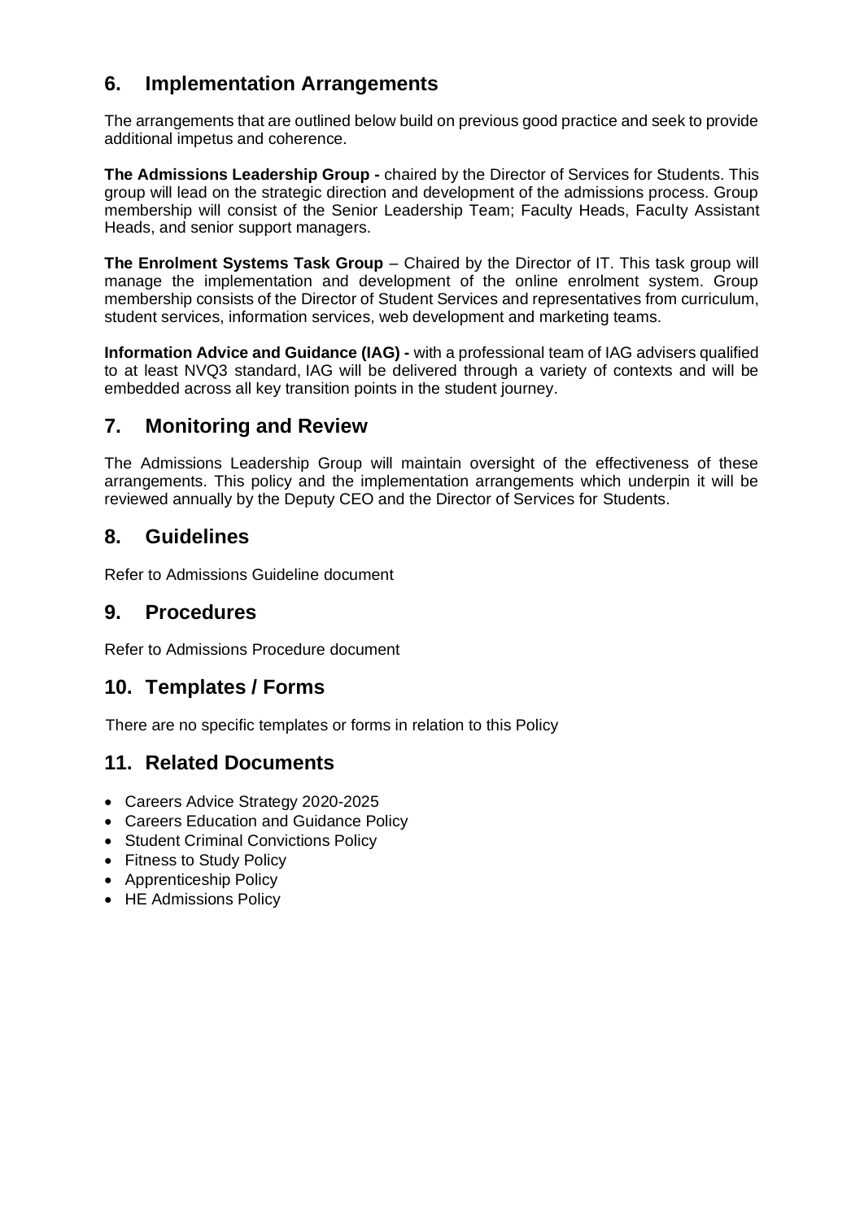## 6. Implementation Arrangements

The arrangements that are outlined below build on previous good practice and seek to provide additional impetus and coherence.

**The Admissions Leadership Group -** chaired by the Director of Services for Students. This group will lead on the strategic direction and development of the admissions process. Group membership will consist of the Senior Leadership Team; Faculty Heads, Faculty Assistant Heads, and senior support managers.

**The Enrolment Systems Task Group** – Chaired by the Director of IT. This task group will manage the implementation and development of the online enrolment system. Group membership consists of the Director of Student Services and representatives from curriculum, student services, information services, web development and marketing teams.

**Information Advice and Guidance (IAG) -** with a professional team of IAG advisers qualified to at least NVQ3 standard, IAG will be delivered through a variety of contexts and will be embedded across all key transition points in the student journey.

## 7. Monitoring and Review

The Admissions Leadership Group will maintain oversight of the effectiveness of these arrangements. This policy and the implementation arrangements which underpin it will be reviewed annually by the Deputy CEO and the Director of Services for Students.

## 8. Guidelines

Refer to Admissions Guideline document

## 9. Procedures

Refer to Admissions Procedure document

## 10. Templates / Forms

There are no specific templates or forms in relation to this Policy

## 11. Related Documents

- Careers Advice Strategy 2020-2025
- Careers Education and Guidance Policy
- Student Criminal Convictions Policy
- Fitness to Study Policy
- Apprenticeship Policy
- HE Admissions Policy